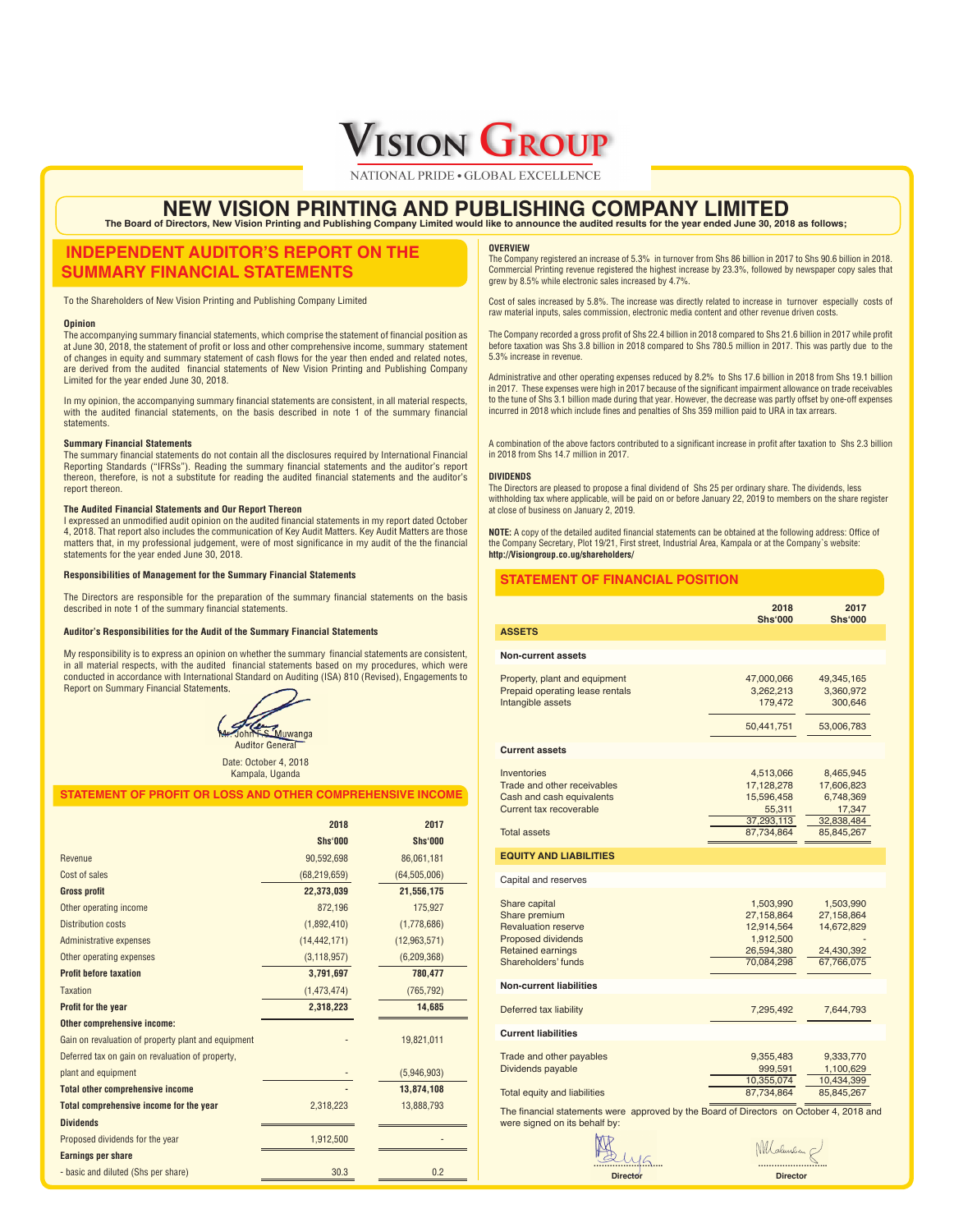# VISION GROUP

NATIONAL PRIDE • GLOBAL EXCELLENCE

# NEW VISION PRINTING AND PUBLISHING COMPANY LIMITED

**The Board of Directors, New Vision Printing and Publishing Company Limited would like to announce the audited results for the year ended June 30, 2018 as follows;**

## INDEPENDENT AUDITOR'S REPORT ON THE SUMMARY FINANCIAL STATEMENTS

To the Shareholders of New Vision Printing and Publishing Company Limited

**Opinion**

The accompanying summary financial statements, which comprise the statement of financial position as at June 30, 2018, the statement of profit or loss and other comprehensive income, summary statement of changes in equity and summary statement of cash flows for the year then ended and related notes, are derived from the audited financial statements of New Vision Printing and Publishing Company Limited for the year ended June 30, 2018.

In my opinion, the accompanying summary financial statements are consistent, in all material respects, with the audited financial statements, on the basis described in note 1 of the summary financial statements.

**Summary Financial Statements**

The summary financial statements do not contain all the disclosures required by International Financial Reporting Standards ("IFRSs"). Reading the summary financial statements and the auditor's report thereon, therefore, is not a substitute for reading the audited financial statements and the auditor's report thereon.

**The Audited Financial Statements and Our Report Thereon**

I expressed an unmodified audit opinion on the audited financial statements in my report dated October 4, 2018. That report also includes the communication of Key Audit Matters. Key Audit Matters are those matters that, in my professional judgement, were of most significance in my audit of the the financial statements for the year ended June 30, 2018.

**Responsibilities of Management for the Summary Financial Statements**

The Directors are responsible for the preparation of the summary financial statements on the basis described in note 1 of the summary financial statements.

**Auditor's Responsibilities for the Audit of the Summary Financial Statements**

My responsibility is to express an opinion on whether the summary financial statements are consistent, in all material respects, with the audited financial statements based on my procedures, which were conducted in accordance with International Standard on Auditing (ISA) 810 (Revised), Engagements to Report on Summary Financial Statements.

Mr. John F. S. Muwanga
Auditor General

Date: October 4, 2018
Kampala, Uganda

## STATEMENT OF PROFIT OR LOSS AND OTHER COMPREHENSIVE INCOME

| | 2018 Shs'000 | 2017 Shs'000 |
|---|---|---|
| Revenue | 90,592,698 | 86,061,181 |
| Cost of sales | (68,219,659) | (64,505,006) |
| **Gross profit** | **22,373,039** | **21,556,175** |
| Other operating income | 872,196 | 175,927 |
| Distribution costs | (1,892,410) | (1,778,686) |
| Administrative expenses | (14,442,171) | (12,963,571) |
| Other operating expenses | (3,118,957) | (6,209,368) |
| **Profit before taxation** | **3,791,697** | **780,477** |
| Taxation | (1,473,474) | (765,792) |
| **Profit for the year** | **2,318,223** | **14,685** |
| **Other comprehensive income:** | | |
| Gain on revaluation of property plant and equipment | - | 19,821,011 |
| Deferred tax on gain on revaluation of property, plant and equipment | - | (5,946,903) |
| **Total other comprehensive income** | **-** | **13,874,108** |
| **Total comprehensive income for the year** | 2,318,223 | 13,888,793 |
| **Dividends** | | |
| Proposed dividends for the year | 1,912,500 | - |
| **Earnings per share** | | |
| - basic and diluted (Shs per share) | 30.3 | 0.2 |

**OVERVIEW**

The Company registered an increase of 5.3% in turnover from Shs 86 billion in 2017 to Shs 90.6 billion in 2018. Commercial Printing revenue registered the highest increase by 23.3%, followed by newspaper copy sales that grew by 8.5% while electronic sales increased by 4.7%.

Cost of sales increased by 5.8%. The increase was directly related to increase in turnover especially costs of raw material inputs, sales commission, electronic media content and other revenue driven costs.

The Company recorded a gross profit of Shs 22.4 billion in 2018 compared to Shs 21.6 billion in 2017 while profit before taxation was Shs 3.8 billion in 2018 compared to Shs 780.5 million in 2017. This was partly due to the 5.3% increase in revenue.

Administrative and other operating expenses reduced by 8.2% to Shs 17.6 billion in 2018 from Shs 19.1 billion in 2017. These expenses were high in 2017 because of the significant impairment allowance on trade receivables to the tune of Shs 3.1 billion made during that year. However, the decrease was partly offset by one-off expenses incurred in 2018 which include fines and penalties of Shs 359 million paid to URA in tax arrears.

A combination of the above factors contributed to a significant increase in profit after taxation to Shs 2.3 billion in 2018 from Shs 14.7 million in 2017.

**DIVIDENDS**

The Directors are pleased to propose a final dividend of Shs 25 per ordinary share. The dividends, less withholding tax where applicable, will be paid on or before January 22, 2019 to members on the share register at close of business on January 2, 2019.

**NOTE:** A copy of the detailed audited financial statements can be obtained at the following address: Office of the Company Secretary, Plot 19/21, First street, Industrial Area, Kampala or at the Company`s website: **http://Visiongroup.co.ug/shareholders/**

## STATEMENT OF FINANCIAL POSITION

| | 2018 Shs'000 | 2017 Shs'000 |
|---|---|---|
| **ASSETS** | | |
| **Non-current assets** | | |
| Property, plant and equipment | 47,000,066 | 49,345,165 |
| Prepaid operating lease rentals | 3,262,213 | 3,360,972 |
| Intangible assets | 179,472 | 300,646 |
| | 50,441,751 | 53,006,783 |
| **Current assets** | | |
| Inventories | 4,513,066 | 8,465,945 |
| Trade and other receivables | 17,128,278 | 17,606,823 |
| Cash and cash equivalents | 15,596,458 | 6,748,369 |
| Current tax recoverable | 55,311 | 17,347 |
| | 37,293,113 | 32,838,484 |
| Total assets | 87,734,864 | 85,845,267 |
| **EQUITY AND LIABILITIES** | | |
| Capital and reserves | | |
| Share capital | 1,503,990 | 1,503,990 |
| Share premium | 27,158,864 | 27,158,864 |
| Revaluation reserve | 12,914,564 | 14,672,829 |
| Proposed dividends | 1,912,500 | - |
| Retained earnings | 26,594,380 | 24,430,392 |
| Shareholders' funds | 70,084,298 | 67,766,075 |
| **Non-current liabilities** | | |
| Deferred tax liability | 7,295,492 | 7,644,793 |
| **Current liabilities** | | |
| Trade and other payables | 9,355,483 | 9,333,770 |
| Dividends payable | 999,591 | 1,100,629 |
| | 10,355,074 | 10,434,399 |
| Total equity and liabilities | 87,734,864 | 85,845,267 |

The financial statements were approved by the Board of Directors on October 4, 2018 and were signed on its behalf by:

Director &nbsp;&nbsp;&nbsp;&nbsp;&nbsp;&nbsp;&nbsp;&nbsp; Director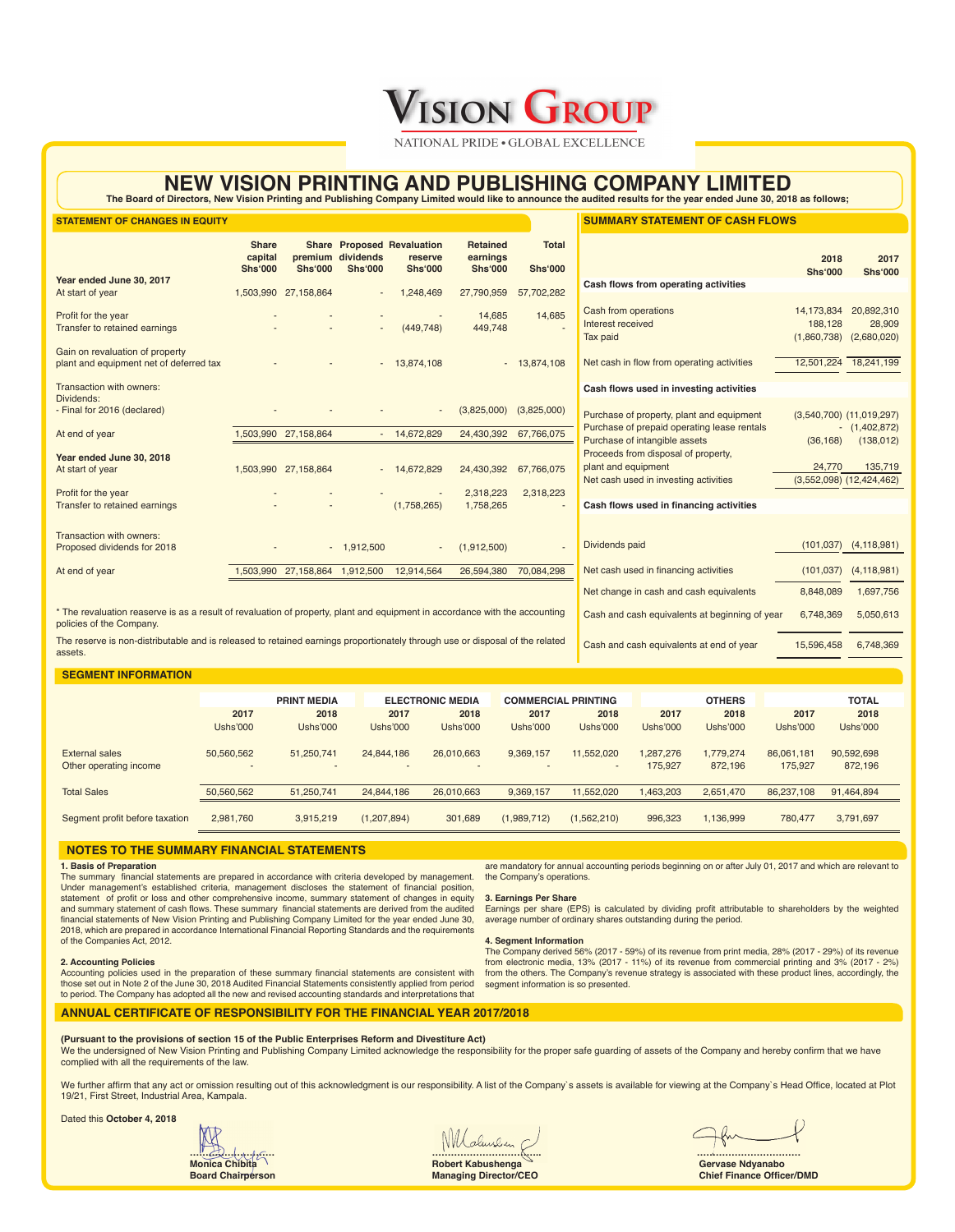# VISION GROUP

NATIONAL PRIDE • GLOBAL EXCELLENCE

# NEW VISION PRINTING AND PUBLISHING COMPANY LIMITED

**The Board of Directors, New Vision Printing and Publishing Company Limited would like to announce the audited results for the year ended June 30, 2018 as follows;**

## STATEMENT OF CHANGES IN EQUITY

| | Share capital Shs'000 | Share premium Shs'000 | Proposed dividends Shs'000 | Revaluation reserve Shs'000 | Retained earnings Shs'000 | Total Shs'000 |
|---|---|---|---|---|---|---|
| **Year ended June 30, 2017** | | | | | | |
| At start of year | 1,503,990 | 27,158,864 | - | 1,248,469 | 27,790,959 | 57,702,282 |
| Profit for the year | - | - | - | - | 14,685 | 14,685 |
| Transfer to retained earnings | - | - | - | (449,748) | 449,748 | - |
| Gain on revaluation of property plant and equipment net of deferred tax | - | - | - | 13,874,108 | - | 13,874,108 |
| Transaction with owners: | | | | | | |
| Dividends: | | | | | | |
| - Final for 2016 (declared) | - | - | - | - | (3,825,000) | (3,825,000) |
| At end of year | 1,503,990 | 27,158,864 | - | 14,672,829 | 24,430,392 | 67,766,075 |
| **Year ended June 30, 2018** | | | | | | |
| At start of year | 1,503,990 | 27,158,864 | - | 14,672,829 | 24,430,392 | 67,766,075 |
| Profit for the year | - | - | - | - | 2,318,223 | 2,318,223 |
| Transfer to retained earnings | - | - | - | (1,758,265) | 1,758,265 | - |
| Transaction with owners: | | | | | | |
| Proposed dividends for 2018 | - | - | 1,912,500 | - | (1,912,500) | - |
| At end of year | 1,503,990 | 27,158,864 | 1,912,500 | 12,914,564 | 26,594,380 | 70,084,298 |

* The revaluation reaserve is as a result of revaluation of property, plant and equipment in accordance with the accounting policies of the Company.

The reserve is non-distributable and is released to retained earnings proportionately through use or disposal of the related assets.

## SUMMARY STATEMENT OF CASH FLOWS

| | 2018 Shs'000 | 2017 Shs'000 |
|---|---|---|
| **Cash flows from operating activities** | | |
| Cash from operations | 14,173,834 | 20,892,310 |
| Interest received | 188,128 | 28,909 |
| Tax paid | (1,860,738) | (2,680,020) |
| Net cash in flow from operating activities | 12,501,224 | 18,241,199 |
| **Cash flows used in investing activities** | | |
| Purchase of property, plant and equipment | (3,540,700) | (11,019,297) |
| Purchase of prepaid operating lease rentals | - | (1,402,872) |
| Purchase of intangible assets | (36,168) | (138,012) |
| Proceeds from disposal of property, plant and equipment | 24,770 | 135,719 |
| Net cash used in investing activities | (3,552,098) | (12,424,462) |
| **Cash flows used in financing activities** | | |
| Dividends paid | (101,037) | (4,118,981) |
| Net cash used in financing activities | (101,037) | (4,118,981) |
| Net change in cash and cash equivalents | 8,848,089 | 1,697,756 |
| Cash and cash equivalents at beginning of year | 6,748,369 | 5,050,613 |
| Cash and cash equivalents at end of year | 15,596,458 | 6,748,369 |

## SEGMENT INFORMATION

| | PRINT MEDIA | | ELECTRONIC MEDIA | | COMMERCIAL PRINTING | | OTHERS | | TOTAL | |
|---|---|---|---|---|---|---|---|---|---|---|
| | 2017 Ushs'000 | 2018 Ushs'000 | 2017 Ushs'000 | 2018 Ushs'000 | 2017 Ushs'000 | 2018 Ushs'000 | 2017 Ushs'000 | 2018 Ushs'000 | 2017 Ushs'000 | 2018 Ushs'000 |
| External sales | 50,560,562 | 51,250,741 | 24,844,186 | 26,010,663 | 9,369,157 | 11,552,020 | 1,287,276 | 1,779,274 | 86,061,181 | 90,592,698 |
| Other operating income | - | - | - | - | - | - | 175,927 | 872,196 | 175,927 | 872,196 |
| Total Sales | 50,560,562 | 51,250,741 | 24,844,186 | 26,010,663 | 9,369,157 | 11,552,020 | 1,463,203 | 2,651,470 | 86,237,108 | 91,464,894 |
| Segment profit before taxation | 2,981,760 | 3,915,219 | (1,207,894) | 301,689 | (1,989,712) | (1,562,210) | 996,323 | 1,136,999 | 780,477 | 3,791,697 |

## NOTES TO THE SUMMARY FINANCIAL STATEMENTS

**1. Basis of Preparation**

The summary financial statements are prepared in accordance with criteria developed by management. Under management's established criteria, management discloses the statement of financial position, statement of profit or loss and other comprehensive income, summary statement of changes in equity and summary statement of cash flows. These summary financial statements are derived from the audited financial statements of New Vision Printing and Publishing Company Limited for the year ended June 30, 2018, which are prepared in accordance International Financial Reporting Standards and the requirements of the Companies Act, 2012.

**2. Accounting Policies**

Accounting policies used in the preparation of these summary financial statements are consistent with those set out in Note 2 of the June 30, 2018 Audited Financial Statements consistently applied from period to period. The Company has adopted all the new and revised accounting standards and interpretations that are mandatory for annual accounting periods beginning on or after July 01, 2017 and which are relevant to the Company's operations.

**3. Earnings Per Share**

Earnings per share (EPS) is calculated by dividing profit attributable to shareholders by the weighted average number of ordinary shares outstanding during the period.

**4. Segment Information**

The Company derived 56% (2017 - 59%) of its revenue from print media, 28% (2017 - 29%) of its revenue from electronic media, 13% (2017 - 11%) of its revenue from commercial printing and 3% (2017 - 2%) from the others. The Company's revenue strategy is associated with these product lines, accordingly, the segment information is so presented.

## ANNUAL CERTIFICATE OF RESPONSIBILITY FOR THE FINANCIAL YEAR 2017/2018

**(Pursuant to the provisions of section 15 of the Public Enterprises Reform and Divestiture Act)**

We the undersigned of New Vision Printing and Publishing Company Limited acknowledge the responsibility for the proper safe guarding of assets of the Company and hereby confirm that we have complied with all the requirements of the law.

We further affirm that any act or omission resulting out of this acknowledgment is our responsibility. A list of the Company`s assets is available for viewing at the Company`s Head Office, located at Plot 19/21, First Street, Industrial Area, Kampala.

Dated this **October 4, 2018**

| | | |
|---|---|---|
| **Monica Chibita** | **Robert Kabushenga** | **Gervase Ndyanabo** |
| **Board Chairperson** | **Managing Director/CEO** | **Chief Finance Officer/DMD** |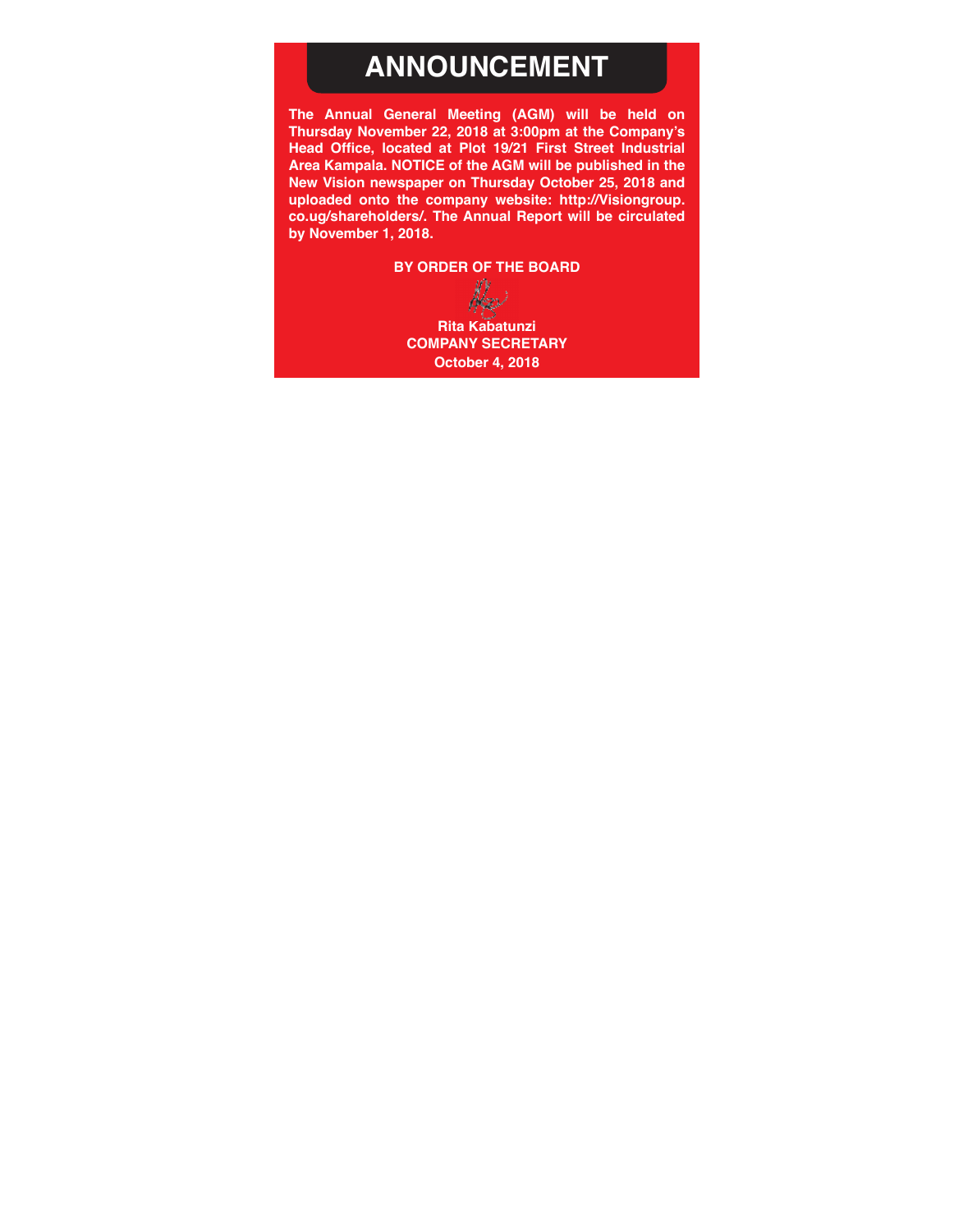# ANNOUNCEMENT

**The Annual General Meeting (AGM) will be held on Thursday November 22, 2018 at 3:00pm at the Company's Head Office, located at Plot 19/21 First Street Industrial Area Kampala. NOTICE of the AGM will be published in the New Vision newspaper on Thursday October 25, 2018 and uploaded onto the company website: http://Visiongroup.co.ug/shareholders/. The Annual Report will be circulated by November 1, 2018.**

**BY ORDER OF THE BOARD**

**Rita Kabatunzi**
**COMPANY SECRETARY**
**October 4, 2018**